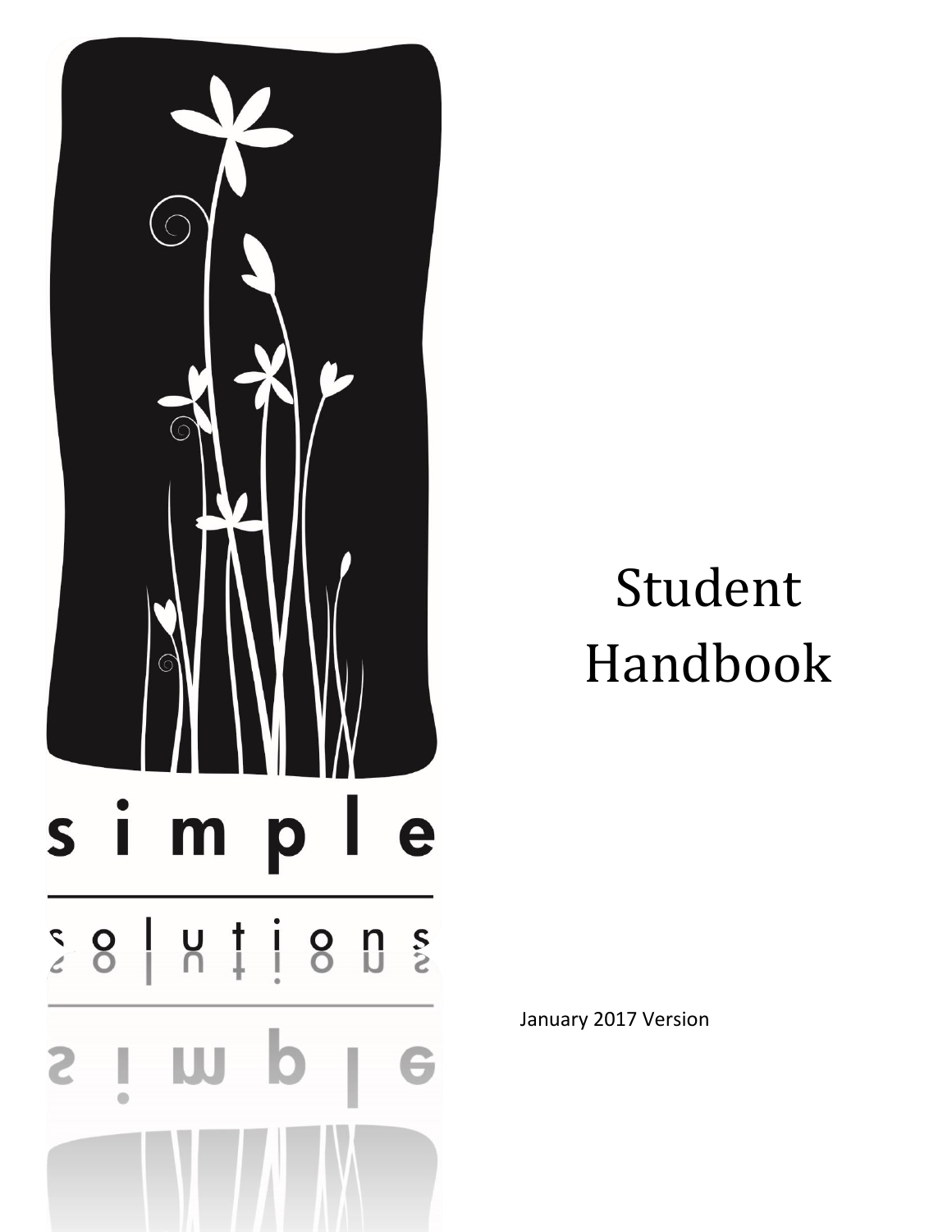simple

solutions

# Student Handbook

January 2017 Version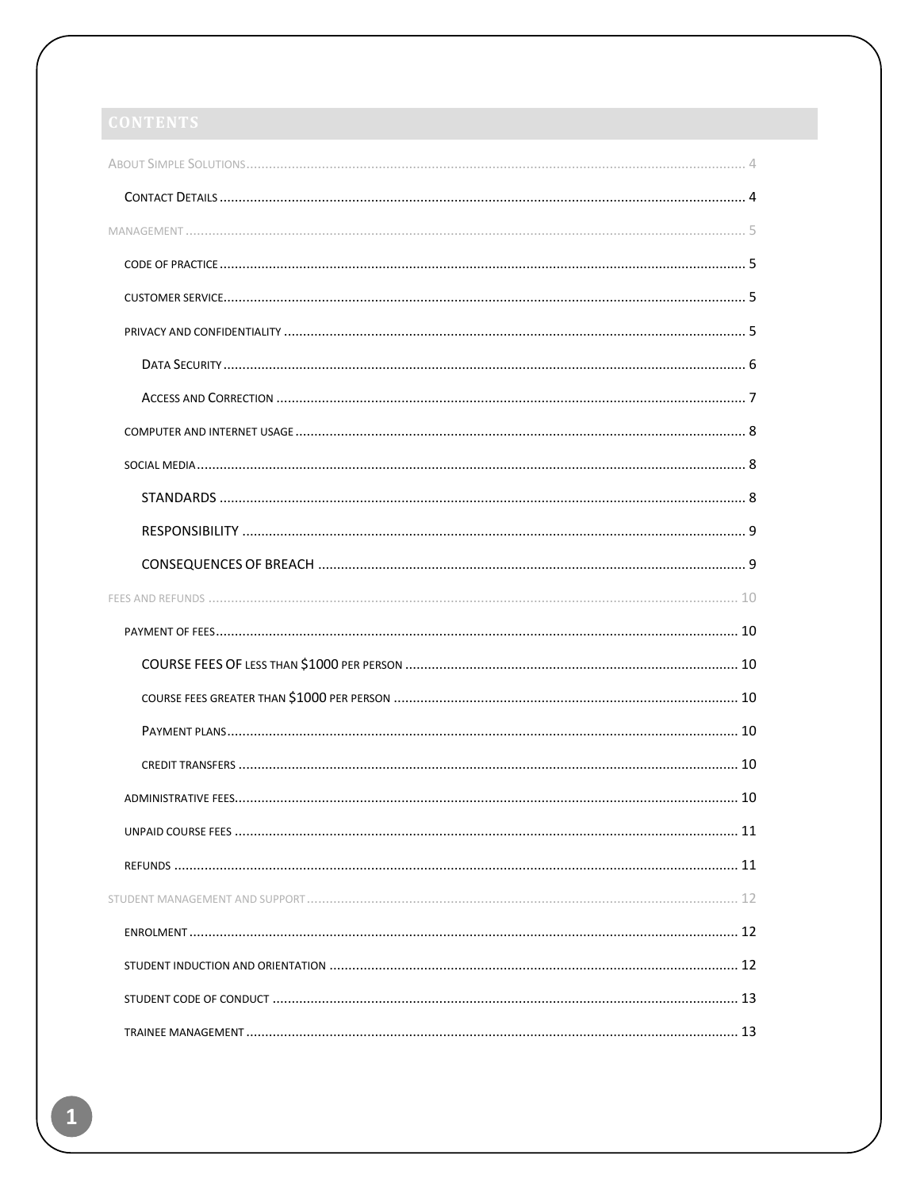# CONTENTS

About Simple Solutions .......... 4

- Contact Details .......... 4

Management .......... 5

- Code of Practice .......... 5
- Customer Service .......... 5
- Privacy and Confidentiality .......... 5
  - Data Security .......... 6
  - Access and Correction .......... 7
- Computer and Internet Usage .......... 8
- Social Media .......... 8
  - STANDARDS .......... 8
  - RESPONSIBILITY .......... 9
  - CONSEQUENCES OF BREACH .......... 9

Fees and Refunds .......... 10

- Payment of Fees .......... 10
  - COURSE FEES OF less than $1000 per person .......... 10
  - course fees greater than $1000 per person .......... 10
  - Payment plans .......... 10
  - credit transfers .......... 10
- Administrative Fees .......... 10
- Unpaid Course Fees .......... 11
- Refunds .......... 11

Student Management and Support .......... 12

- Enrolment .......... 12
- Student Induction and Orientation .......... 12
- Student Code of Conduct .......... 13
- Trainee Management .......... 13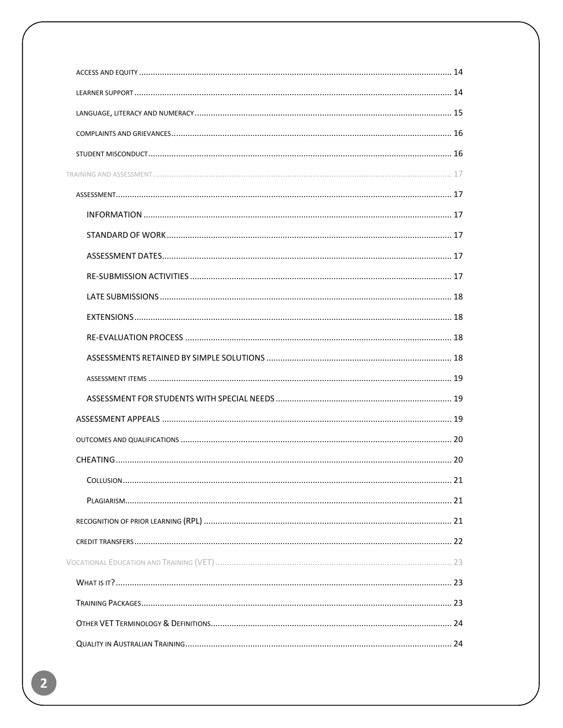- ACCESS AND EQUITY ..... 14
- LEARNER SUPPORT ..... 14
- LANGUAGE, LITERACY AND NUMERACY ..... 15
- COMPLAINTS AND GRIEVANCES ..... 16
- STUDENT MISCONDUCT ..... 16

TRAINING AND ASSESSMENT ..... 17

- ASSESSMENT ..... 17
  - INFORMATION ..... 17
  - STANDARD OF WORK ..... 17
  - ASSESSMENT DATES ..... 17
  - RE-SUBMISSION ACTIVITIES ..... 17
  - LATE SUBMISSIONS ..... 18
  - EXTENSIONS ..... 18
  - RE-EVALUATION PROCESS ..... 18
  - ASSESSMENTS RETAINED BY SIMPLE SOLUTIONS ..... 18
  - ASSESSMENT ITEMS ..... 19
  - ASSESSMENT FOR STUDENTS WITH SPECIAL NEEDS ..... 19
- ASSESSMENT APPEALS ..... 19
- OUTCOMES AND QUALIFICATIONS ..... 20
- CHEATING ..... 20
  - COLLUSION ..... 21
  - PLAGIARISM ..... 21
- RECOGNITION OF PRIOR LEARNING (RPL) ..... 21
- CREDIT TRANSFERS ..... 22

VOCATIONAL EDUCATION AND TRAINING (VET) ..... 23

- WHAT IS IT? ..... 23
- TRAINING PACKAGES ..... 23
- OTHER VET TERMINOLOGY & DEFINITIONS ..... 24
- QUALITY IN AUSTRALIAN TRAINING ..... 24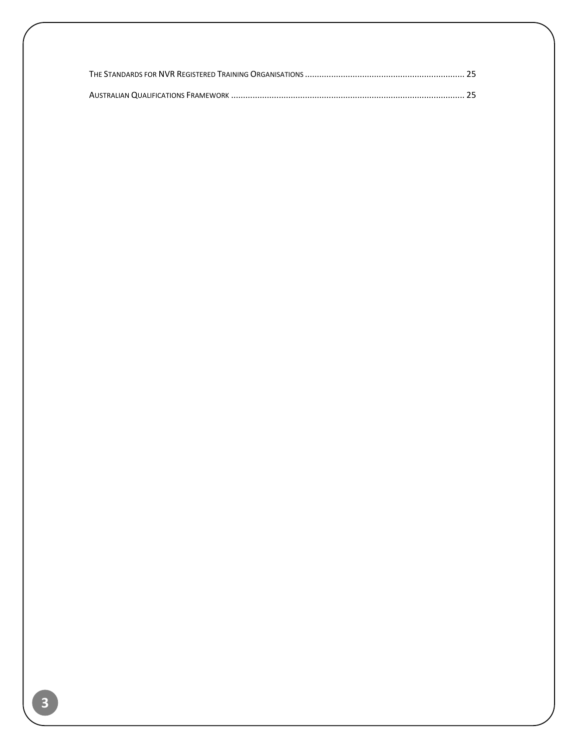The Standards for NVR Registered Training Organisations ..................................................................... 25

Australian Qualifications Framework .................................................................................................... 25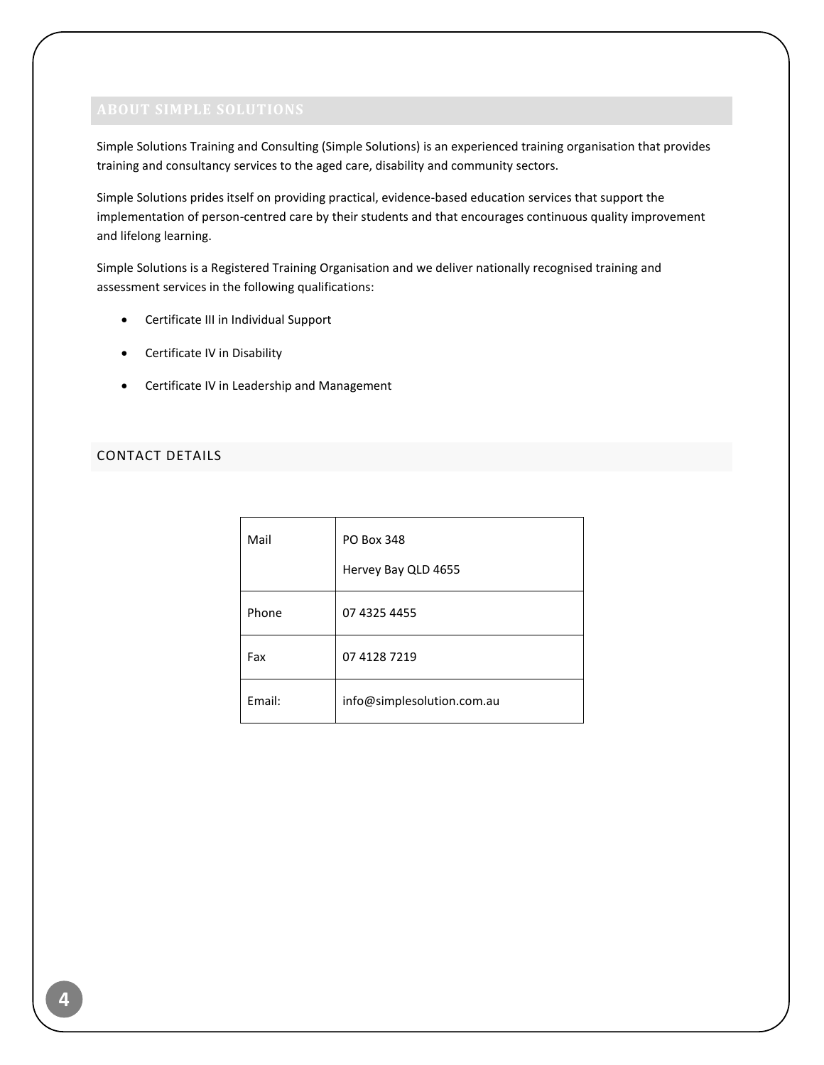## ABOUT SIMPLE SOLUTIONS

Simple Solutions Training and Consulting (Simple Solutions) is an experienced training organisation that provides training and consultancy services to the aged care, disability and community sectors.

Simple Solutions prides itself on providing practical, evidence-based education services that support the implementation of person-centred care by their students and that encourages continuous quality improvement and lifelong learning.

Simple Solutions is a Registered Training Organisation and we deliver nationally recognised training and assessment services in the following qualifications:

- Certificate III in Individual Support
- Certificate IV in Disability
- Certificate IV in Leadership and Management

### CONTACT DETAILS

| | |
|---|---|
| Mail | PO Box 348<br>Hervey Bay QLD 4655 |
| Phone | 07 4325 4455 |
| Fax | 07 4128 7219 |
| Email: | info@simplesolution.com.au |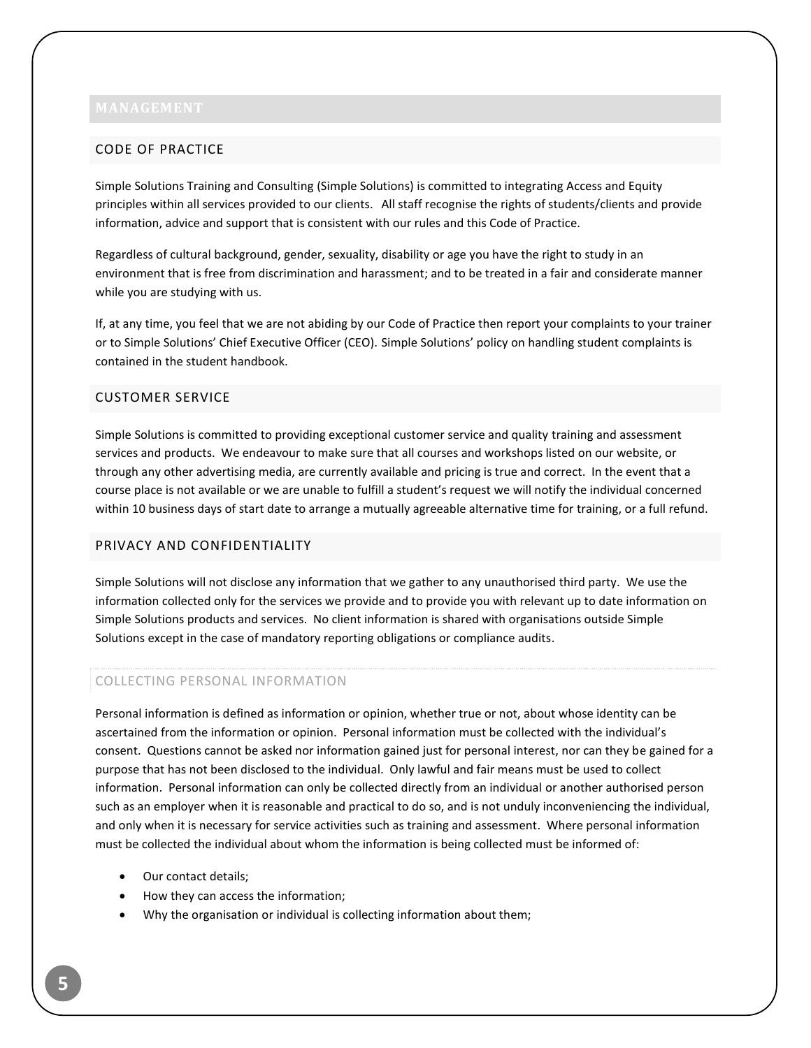# MANAGEMENT

## CODE OF PRACTICE

Simple Solutions Training and Consulting (Simple Solutions) is committed to integrating Access and Equity principles within all services provided to our clients. All staff recognise the rights of students/clients and provide information, advice and support that is consistent with our rules and this Code of Practice.

Regardless of cultural background, gender, sexuality, disability or age you have the right to study in an environment that is free from discrimination and harassment; and to be treated in a fair and considerate manner while you are studying with us.

If, at any time, you feel that we are not abiding by our Code of Practice then report your complaints to your trainer or to Simple Solutions' Chief Executive Officer (CEO). Simple Solutions' policy on handling student complaints is contained in the student handbook.

## CUSTOMER SERVICE

Simple Solutions is committed to providing exceptional customer service and quality training and assessment services and products. We endeavour to make sure that all courses and workshops listed on our website, or through any other advertising media, are currently available and pricing is true and correct. In the event that a course place is not available or we are unable to fulfill a student's request we will notify the individual concerned within 10 business days of start date to arrange a mutually agreeable alternative time for training, or a full refund.

## PRIVACY AND CONFIDENTIALITY

Simple Solutions will not disclose any information that we gather to any unauthorised third party. We use the information collected only for the services we provide and to provide you with relevant up to date information on Simple Solutions products and services. No client information is shared with organisations outside Simple Solutions except in the case of mandatory reporting obligations or compliance audits.

### COLLECTING PERSONAL INFORMATION

Personal information is defined as information or opinion, whether true or not, about whose identity can be ascertained from the information or opinion. Personal information must be collected with the individual's consent. Questions cannot be asked nor information gained just for personal interest, nor can they be gained for a purpose that has not been disclosed to the individual. Only lawful and fair means must be used to collect information. Personal information can only be collected directly from an individual or another authorised person such as an employer when it is reasonable and practical to do so, and is not unduly inconveniencing the individual, and only when it is necessary for service activities such as training and assessment. Where personal information must be collected the individual about whom the information is being collected must be informed of:

- Our contact details;
- How they can access the information;
- Why the organisation or individual is collecting information about them;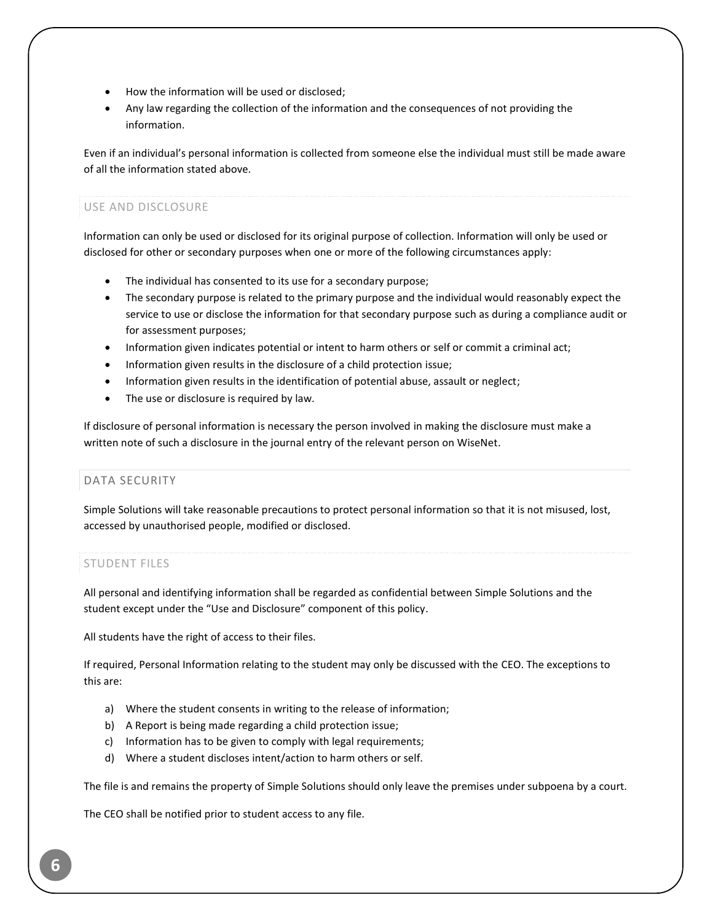- How the information will be used or disclosed;
- Any law regarding the collection of the information and the consequences of not providing the information.

Even if an individual's personal information is collected from someone else the individual must still be made aware of all the information stated above.

## USE AND DISCLOSURE

Information can only be used or disclosed for its original purpose of collection. Information will only be used or disclosed for other or secondary purposes when one or more of the following circumstances apply:

- The individual has consented to its use for a secondary purpose;
- The secondary purpose is related to the primary purpose and the individual would reasonably expect the service to use or disclose the information for that secondary purpose such as during a compliance audit or for assessment purposes;
- Information given indicates potential or intent to harm others or self or commit a criminal act;
- Information given results in the disclosure of a child protection issue;
- Information given results in the identification of potential abuse, assault or neglect;
- The use or disclosure is required by law.

If disclosure of personal information is necessary the person involved in making the disclosure must make a written note of such a disclosure in the journal entry of the relevant person on WiseNet.

## DATA SECURITY

Simple Solutions will take reasonable precautions to protect personal information so that it is not misused, lost, accessed by unauthorised people, modified or disclosed.

## STUDENT FILES

All personal and identifying information shall be regarded as confidential between Simple Solutions and the student except under the "Use and Disclosure" component of this policy.

All students have the right of access to their files.

If required, Personal Information relating to the student may only be discussed with the CEO. The exceptions to this are:

a) Where the student consents in writing to the release of information;
b) A Report is being made regarding a child protection issue;
c) Information has to be given to comply with legal requirements;
d) Where a student discloses intent/action to harm others or self.

The file is and remains the property of Simple Solutions should only leave the premises under subpoena by a court.

The CEO shall be notified prior to student access to any file.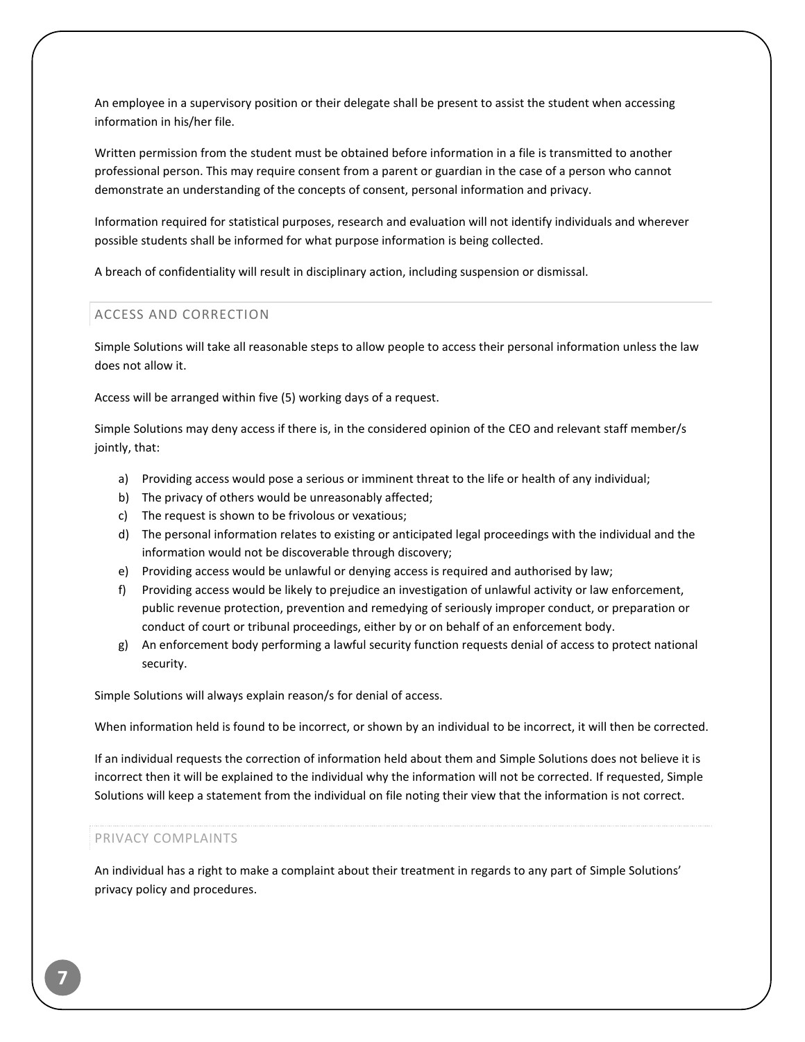An employee in a supervisory position or their delegate shall be present to assist the student when accessing information in his/her file.

Written permission from the student must be obtained before information in a file is transmitted to another professional person. This may require consent from a parent or guardian in the case of a person who cannot demonstrate an understanding of the concepts of consent, personal information and privacy.

Information required for statistical purposes, research and evaluation will not identify individuals and wherever possible students shall be informed for what purpose information is being collected.

A breach of confidentiality will result in disciplinary action, including suspension or dismissal.

## ACCESS AND CORRECTION

Simple Solutions will take all reasonable steps to allow people to access their personal information unless the law does not allow it.

Access will be arranged within five (5) working days of a request.

Simple Solutions may deny access if there is, in the considered opinion of the CEO and relevant staff member/s jointly, that:

a) Providing access would pose a serious or imminent threat to the life or health of any individual;
b) The privacy of others would be unreasonably affected;
c) The request is shown to be frivolous or vexatious;
d) The personal information relates to existing or anticipated legal proceedings with the individual and the information would not be discoverable through discovery;
e) Providing access would be unlawful or denying access is required and authorised by law;
f) Providing access would be likely to prejudice an investigation of unlawful activity or law enforcement, public revenue protection, prevention and remedying of seriously improper conduct, or preparation or conduct of court or tribunal proceedings, either by or on behalf of an enforcement body.
g) An enforcement body performing a lawful security function requests denial of access to protect national security.

Simple Solutions will always explain reason/s for denial of access.

When information held is found to be incorrect, or shown by an individual to be incorrect, it will then be corrected.

If an individual requests the correction of information held about them and Simple Solutions does not believe it is incorrect then it will be explained to the individual why the information will not be corrected. If requested, Simple Solutions will keep a statement from the individual on file noting their view that the information is not correct.

## PRIVACY COMPLAINTS

An individual has a right to make a complaint about their treatment in regards to any part of Simple Solutions' privacy policy and procedures.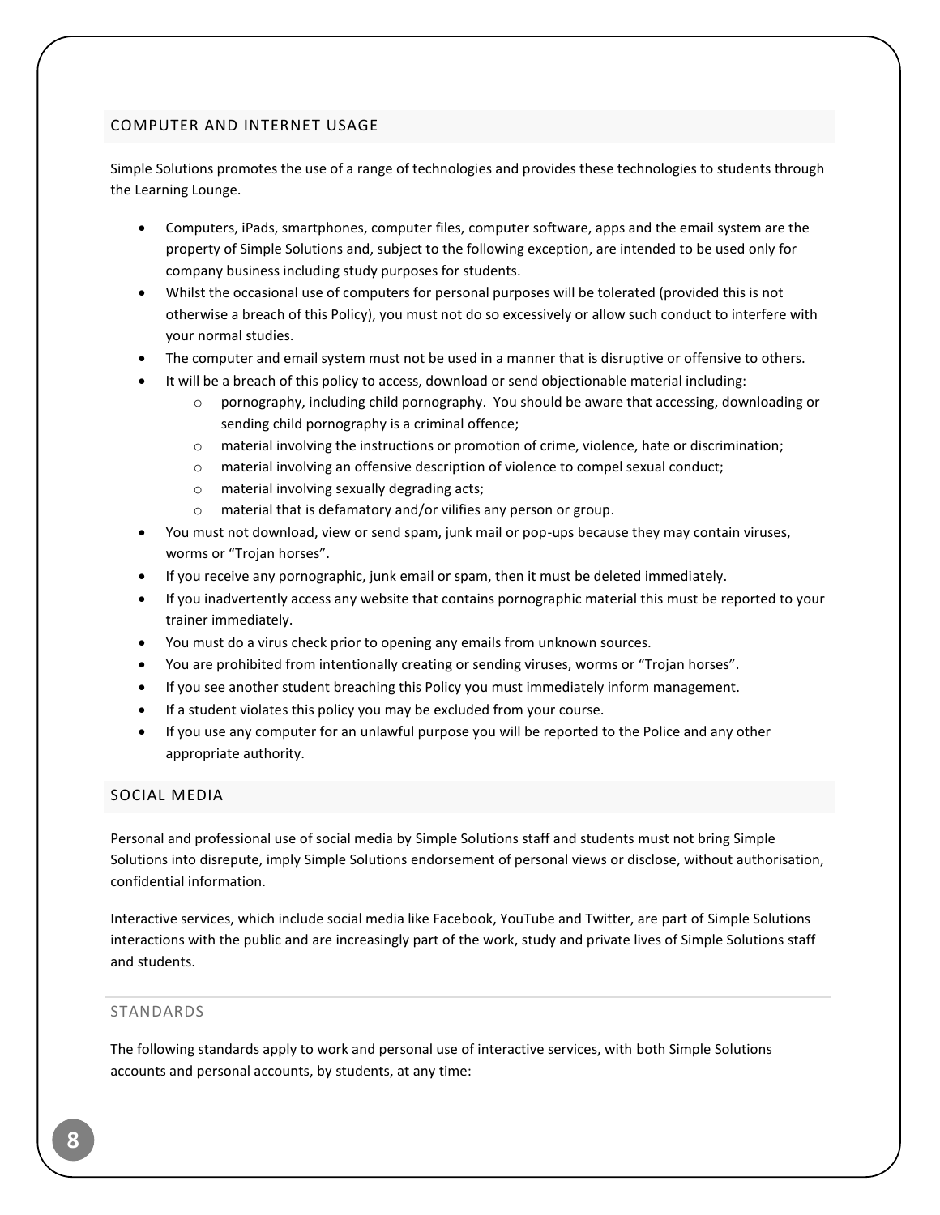## COMPUTER AND INTERNET USAGE

Simple Solutions promotes the use of a range of technologies and provides these technologies to students through the Learning Lounge.

- Computers, iPads, smartphones, computer files, computer software, apps and the email system are the property of Simple Solutions and, subject to the following exception, are intended to be used only for company business including study purposes for students.
- Whilst the occasional use of computers for personal purposes will be tolerated (provided this is not otherwise a breach of this Policy), you must not do so excessively or allow such conduct to interfere with your normal studies.
- The computer and email system must not be used in a manner that is disruptive or offensive to others.
- It will be a breach of this policy to access, download or send objectionable material including:
    - pornography, including child pornography. You should be aware that accessing, downloading or sending child pornography is a criminal offence;
    - material involving the instructions or promotion of crime, violence, hate or discrimination;
    - material involving an offensive description of violence to compel sexual conduct;
    - material involving sexually degrading acts;
    - material that is defamatory and/or vilifies any person or group.
- You must not download, view or send spam, junk mail or pop-ups because they may contain viruses, worms or "Trojan horses".
- If you receive any pornographic, junk email or spam, then it must be deleted immediately.
- If you inadvertently access any website that contains pornographic material this must be reported to your trainer immediately.
- You must do a virus check prior to opening any emails from unknown sources.
- You are prohibited from intentionally creating or sending viruses, worms or "Trojan horses".
- If you see another student breaching this Policy you must immediately inform management.
- If a student violates this policy you may be excluded from your course.
- If you use any computer for an unlawful purpose you will be reported to the Police and any other appropriate authority.

## SOCIAL MEDIA

Personal and professional use of social media by Simple Solutions staff and students must not bring Simple Solutions into disrepute, imply Simple Solutions endorsement of personal views or disclose, without authorisation, confidential information.

Interactive services, which include social media like Facebook, YouTube and Twitter, are part of Simple Solutions interactions with the public and are increasingly part of the work, study and private lives of Simple Solutions staff and students.

### STANDARDS

The following standards apply to work and personal use of interactive services, with both Simple Solutions accounts and personal accounts, by students, at any time: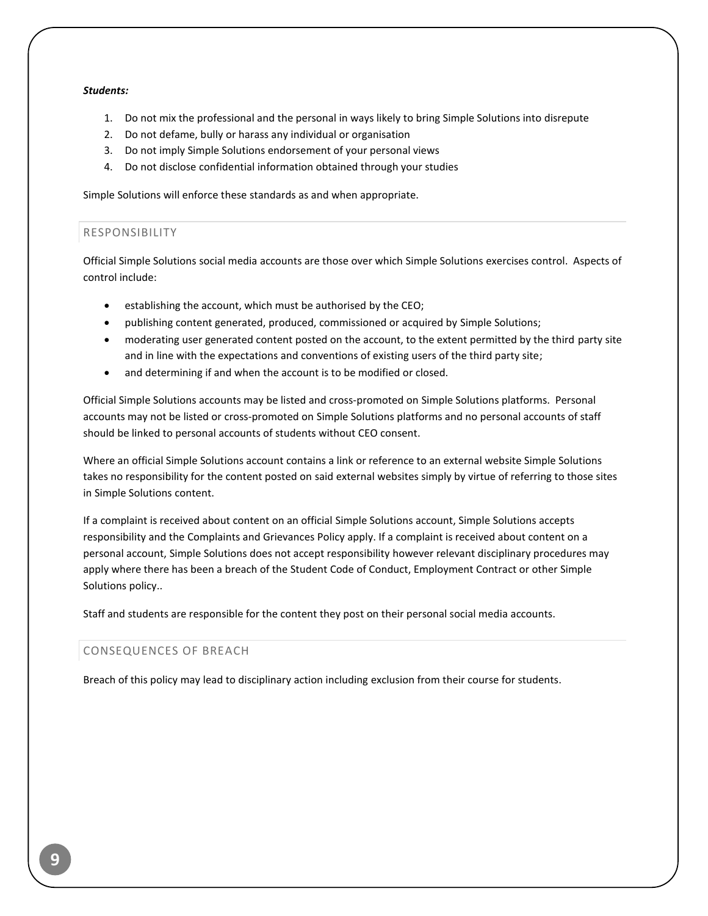***Students:***

1. Do not mix the professional and the personal in ways likely to bring Simple Solutions into disrepute
2. Do not defame, bully or harass any individual or organisation
3. Do not imply Simple Solutions endorsement of your personal views
4. Do not disclose confidential information obtained through your studies

Simple Solutions will enforce these standards as and when appropriate.

## RESPONSIBILITY

Official Simple Solutions social media accounts are those over which Simple Solutions exercises control. Aspects of control include:

- establishing the account, which must be authorised by the CEO;
- publishing content generated, produced, commissioned or acquired by Simple Solutions;
- moderating user generated content posted on the account, to the extent permitted by the third party site and in line with the expectations and conventions of existing users of the third party site;
- and determining if and when the account is to be modified or closed.

Official Simple Solutions accounts may be listed and cross-promoted on Simple Solutions platforms. Personal accounts may not be listed or cross-promoted on Simple Solutions platforms and no personal accounts of staff should be linked to personal accounts of students without CEO consent.

Where an official Simple Solutions account contains a link or reference to an external website Simple Solutions takes no responsibility for the content posted on said external websites simply by virtue of referring to those sites in Simple Solutions content.

If a complaint is received about content on an official Simple Solutions account, Simple Solutions accepts responsibility and the Complaints and Grievances Policy apply. If a complaint is received about content on a personal account, Simple Solutions does not accept responsibility however relevant disciplinary procedures may apply where there has been a breach of the Student Code of Conduct, Employment Contract or other Simple Solutions policy..

Staff and students are responsible for the content they post on their personal social media accounts.

## CONSEQUENCES OF BREACH

Breach of this policy may lead to disciplinary action including exclusion from their course for students.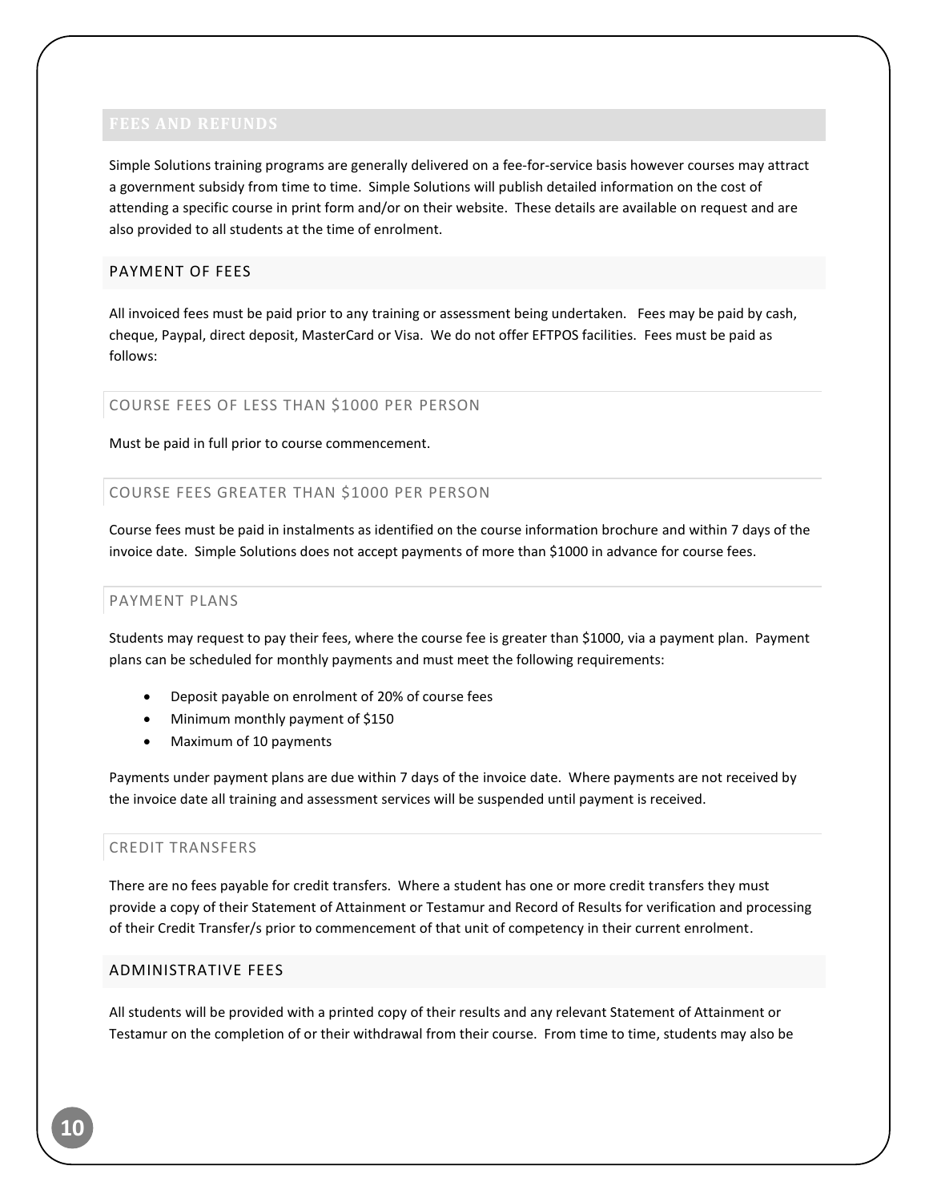## FEES AND REFUNDS

Simple Solutions training programs are generally delivered on a fee-for-service basis however courses may attract a government subsidy from time to time. Simple Solutions will publish detailed information on the cost of attending a specific course in print form and/or on their website. These details are available on request and are also provided to all students at the time of enrolment.

### PAYMENT OF FEES

All invoiced fees must be paid prior to any training or assessment being undertaken. Fees may be paid by cash, cheque, Paypal, direct deposit, MasterCard or Visa. We do not offer EFTPOS facilities. Fees must be paid as follows:

#### COURSE FEES OF LESS THAN $1000 PER PERSON

Must be paid in full prior to course commencement.

#### COURSE FEES GREATER THAN $1000 PER PERSON

Course fees must be paid in instalments as identified on the course information brochure and within 7 days of the invoice date. Simple Solutions does not accept payments of more than $1000 in advance for course fees.

#### PAYMENT PLANS

Students may request to pay their fees, where the course fee is greater than $1000, via a payment plan. Payment plans can be scheduled for monthly payments and must meet the following requirements:

- Deposit payable on enrolment of 20% of course fees
- Minimum monthly payment of $150
- Maximum of 10 payments

Payments under payment plans are due within 7 days of the invoice date. Where payments are not received by the invoice date all training and assessment services will be suspended until payment is received.

#### CREDIT TRANSFERS

There are no fees payable for credit transfers. Where a student has one or more credit transfers they must provide a copy of their Statement of Attainment or Testamur and Record of Results for verification and processing of their Credit Transfer/s prior to commencement of that unit of competency in their current enrolment.

### ADMINISTRATIVE FEES

All students will be provided with a printed copy of their results and any relevant Statement of Attainment or Testamur on the completion of or their withdrawal from their course. From time to time, students may also be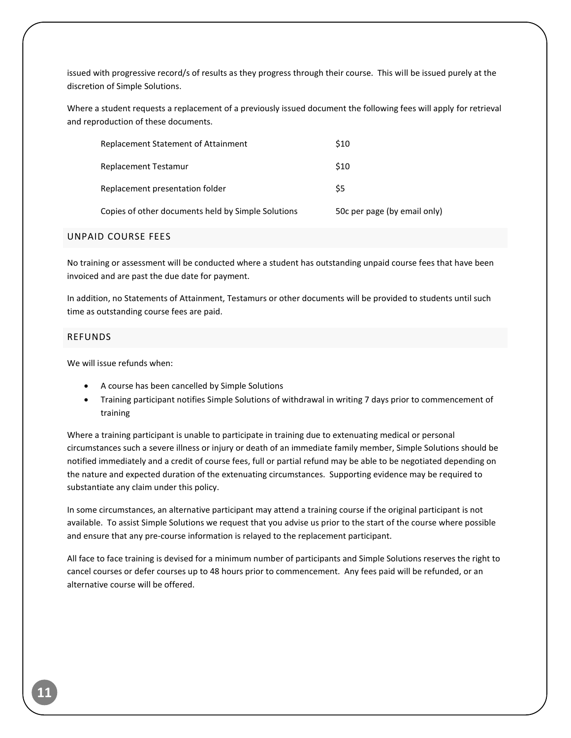issued with progressive record/s of results as they progress through their course. This will be issued purely at the discretion of Simple Solutions.

Where a student requests a replacement of a previously issued document the following fees will apply for retrieval and reproduction of these documents.

| | |
|---|---|
| Replacement Statement of Attainment | $10 |
| Replacement Testamur | $10 |
| Replacement presentation folder | $5 |
| Copies of other documents held by Simple Solutions | 50c per page (by email only) |

## UNPAID COURSE FEES

No training or assessment will be conducted where a student has outstanding unpaid course fees that have been invoiced and are past the due date for payment.

In addition, no Statements of Attainment, Testamurs or other documents will be provided to students until such time as outstanding course fees are paid.

## REFUNDS

We will issue refunds when:

- A course has been cancelled by Simple Solutions
- Training participant notifies Simple Solutions of withdrawal in writing 7 days prior to commencement of training

Where a training participant is unable to participate in training due to extenuating medical or personal circumstances such a severe illness or injury or death of an immediate family member, Simple Solutions should be notified immediately and a credit of course fees, full or partial refund may be able to be negotiated depending on the nature and expected duration of the extenuating circumstances. Supporting evidence may be required to substantiate any claim under this policy.

In some circumstances, an alternative participant may attend a training course if the original participant is not available. To assist Simple Solutions we request that you advise us prior to the start of the course where possible and ensure that any pre-course information is relayed to the replacement participant.

All face to face training is devised for a minimum number of participants and Simple Solutions reserves the right to cancel courses or defer courses up to 48 hours prior to commencement. Any fees paid will be refunded, or an alternative course will be offered.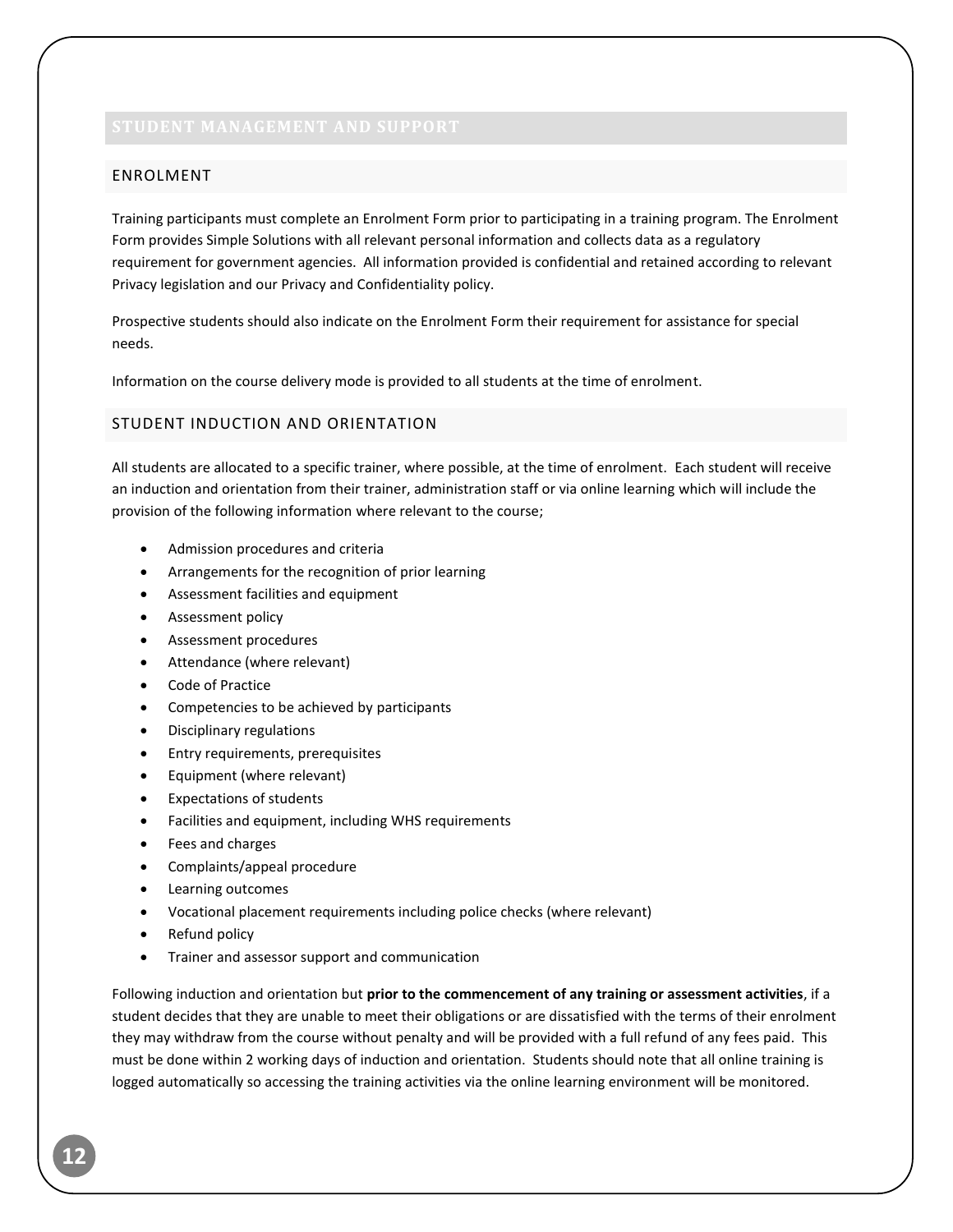# STUDENT MANAGEMENT AND SUPPORT

## ENROLMENT

Training participants must complete an Enrolment Form prior to participating in a training program. The Enrolment Form provides Simple Solutions with all relevant personal information and collects data as a regulatory requirement for government agencies. All information provided is confidential and retained according to relevant Privacy legislation and our Privacy and Confidentiality policy.

Prospective students should also indicate on the Enrolment Form their requirement for assistance for special needs.

Information on the course delivery mode is provided to all students at the time of enrolment.

## STUDENT INDUCTION AND ORIENTATION

All students are allocated to a specific trainer, where possible, at the time of enrolment. Each student will receive an induction and orientation from their trainer, administration staff or via online learning which will include the provision of the following information where relevant to the course;

- Admission procedures and criteria
- Arrangements for the recognition of prior learning
- Assessment facilities and equipment
- Assessment policy
- Assessment procedures
- Attendance (where relevant)
- Code of Practice
- Competencies to be achieved by participants
- Disciplinary regulations
- Entry requirements, prerequisites
- Equipment (where relevant)
- Expectations of students
- Facilities and equipment, including WHS requirements
- Fees and charges
- Complaints/appeal procedure
- Learning outcomes
- Vocational placement requirements including police checks (where relevant)
- Refund policy
- Trainer and assessor support and communication

Following induction and orientation but **prior to the commencement of any training or assessment activities**, if a student decides that they are unable to meet their obligations or are dissatisfied with the terms of their enrolment they may withdraw from the course without penalty and will be provided with a full refund of any fees paid. This must be done within 2 working days of induction and orientation. Students should note that all online training is logged automatically so accessing the training activities via the online learning environment will be monitored.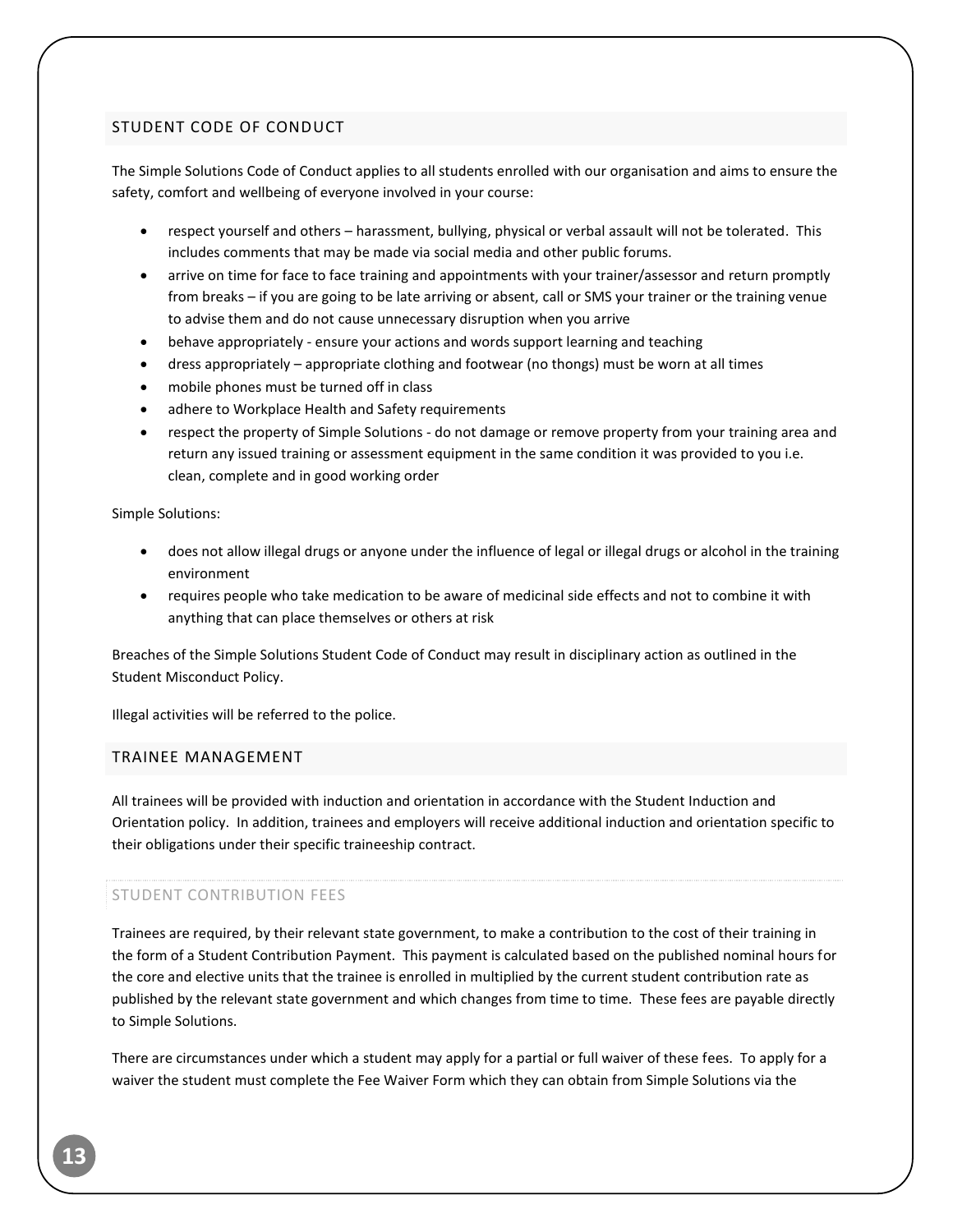## STUDENT CODE OF CONDUCT

The Simple Solutions Code of Conduct applies to all students enrolled with our organisation and aims to ensure the safety, comfort and wellbeing of everyone involved in your course:

- respect yourself and others – harassment, bullying, physical or verbal assault will not be tolerated. This includes comments that may be made via social media and other public forums.
- arrive on time for face to face training and appointments with your trainer/assessor and return promptly from breaks – if you are going to be late arriving or absent, call or SMS your trainer or the training venue to advise them and do not cause unnecessary disruption when you arrive
- behave appropriately - ensure your actions and words support learning and teaching
- dress appropriately – appropriate clothing and footwear (no thongs) must be worn at all times
- mobile phones must be turned off in class
- adhere to Workplace Health and Safety requirements
- respect the property of Simple Solutions - do not damage or remove property from your training area and return any issued training or assessment equipment in the same condition it was provided to you i.e. clean, complete and in good working order

Simple Solutions:

- does not allow illegal drugs or anyone under the influence of legal or illegal drugs or alcohol in the training environment
- requires people who take medication to be aware of medicinal side effects and not to combine it with anything that can place themselves or others at risk

Breaches of the Simple Solutions Student Code of Conduct may result in disciplinary action as outlined in the Student Misconduct Policy.

Illegal activities will be referred to the police.

## TRAINEE MANAGEMENT

All trainees will be provided with induction and orientation in accordance with the Student Induction and Orientation policy. In addition, trainees and employers will receive additional induction and orientation specific to their obligations under their specific traineeship contract.

### STUDENT CONTRIBUTION FEES

Trainees are required, by their relevant state government, to make a contribution to the cost of their training in the form of a Student Contribution Payment. This payment is calculated based on the published nominal hours for the core and elective units that the trainee is enrolled in multiplied by the current student contribution rate as published by the relevant state government and which changes from time to time. These fees are payable directly to Simple Solutions.

There are circumstances under which a student may apply for a partial or full waiver of these fees. To apply for a waiver the student must complete the Fee Waiver Form which they can obtain from Simple Solutions via the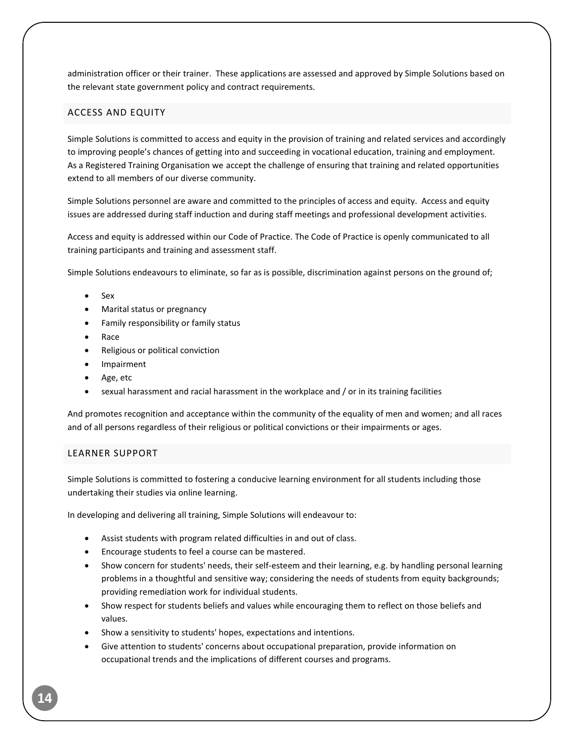administration officer or their trainer. These applications are assessed and approved by Simple Solutions based on the relevant state government policy and contract requirements.

## ACCESS AND EQUITY

Simple Solutions is committed to access and equity in the provision of training and related services and accordingly to improving people's chances of getting into and succeeding in vocational education, training and employment. As a Registered Training Organisation we accept the challenge of ensuring that training and related opportunities extend to all members of our diverse community.

Simple Solutions personnel are aware and committed to the principles of access and equity. Access and equity issues are addressed during staff induction and during staff meetings and professional development activities.

Access and equity is addressed within our Code of Practice. The Code of Practice is openly communicated to all training participants and training and assessment staff.

Simple Solutions endeavours to eliminate, so far as is possible, discrimination against persons on the ground of;

- Sex
- Marital status or pregnancy
- Family responsibility or family status
- Race
- Religious or political conviction
- Impairment
- Age, etc
- sexual harassment and racial harassment in the workplace and / or in its training facilities

And promotes recognition and acceptance within the community of the equality of men and women; and all races and of all persons regardless of their religious or political convictions or their impairments or ages.

## LEARNER SUPPORT

Simple Solutions is committed to fostering a conducive learning environment for all students including those undertaking their studies via online learning.

In developing and delivering all training, Simple Solutions will endeavour to:

- Assist students with program related difficulties in and out of class.
- Encourage students to feel a course can be mastered.
- Show concern for students' needs, their self-esteem and their learning, e.g. by handling personal learning problems in a thoughtful and sensitive way; considering the needs of students from equity backgrounds; providing remediation work for individual students.
- Show respect for students beliefs and values while encouraging them to reflect on those beliefs and values.
- Show a sensitivity to students' hopes, expectations and intentions.
- Give attention to students' concerns about occupational preparation, provide information on occupational trends and the implications of different courses and programs.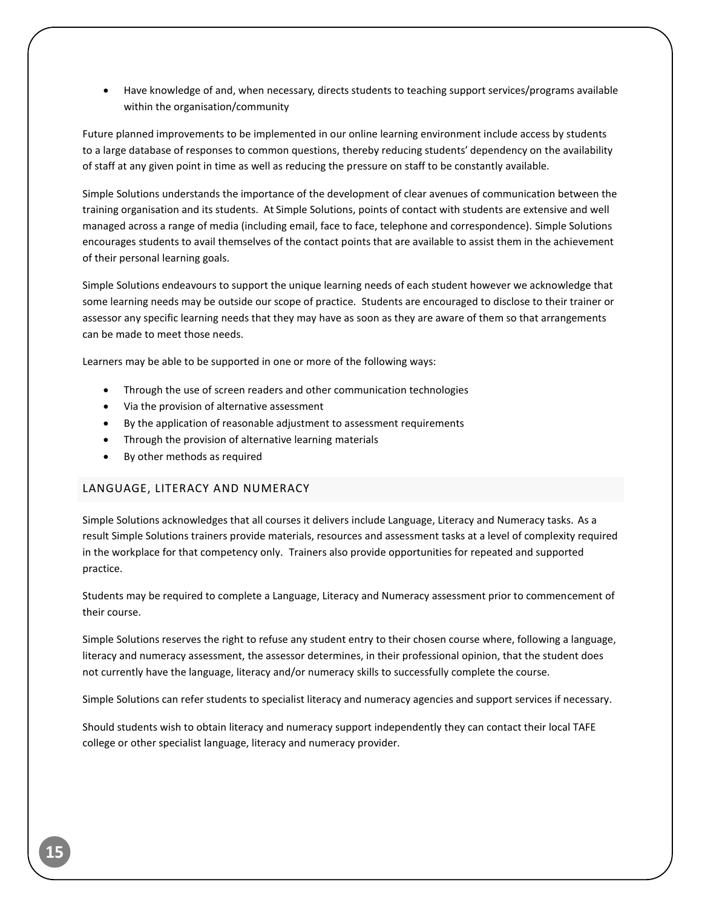- Have knowledge of and, when necessary, directs students to teaching support services/programs available within the organisation/community

Future planned improvements to be implemented in our online learning environment include access by students to a large database of responses to common questions, thereby reducing students' dependency on the availability of staff at any given point in time as well as reducing the pressure on staff to be constantly available.

Simple Solutions understands the importance of the development of clear avenues of communication between the training organisation and its students. At Simple Solutions, points of contact with students are extensive and well managed across a range of media (including email, face to face, telephone and correspondence). Simple Solutions encourages students to avail themselves of the contact points that are available to assist them in the achievement of their personal learning goals.

Simple Solutions endeavours to support the unique learning needs of each student however we acknowledge that some learning needs may be outside our scope of practice. Students are encouraged to disclose to their trainer or assessor any specific learning needs that they may have as soon as they are aware of them so that arrangements can be made to meet those needs.

Learners may be able to be supported in one or more of the following ways:

- Through the use of screen readers and other communication technologies
- Via the provision of alternative assessment
- By the application of reasonable adjustment to assessment requirements
- Through the provision of alternative learning materials
- By other methods as required

## LANGUAGE, LITERACY AND NUMERACY

Simple Solutions acknowledges that all courses it delivers include Language, Literacy and Numeracy tasks. As a result Simple Solutions trainers provide materials, resources and assessment tasks at a level of complexity required in the workplace for that competency only. Trainers also provide opportunities for repeated and supported practice.

Students may be required to complete a Language, Literacy and Numeracy assessment prior to commencement of their course.

Simple Solutions reserves the right to refuse any student entry to their chosen course where, following a language, literacy and numeracy assessment, the assessor determines, in their professional opinion, that the student does not currently have the language, literacy and/or numeracy skills to successfully complete the course.

Simple Solutions can refer students to specialist literacy and numeracy agencies and support services if necessary.

Should students wish to obtain literacy and numeracy support independently they can contact their local TAFE college or other specialist language, literacy and numeracy provider.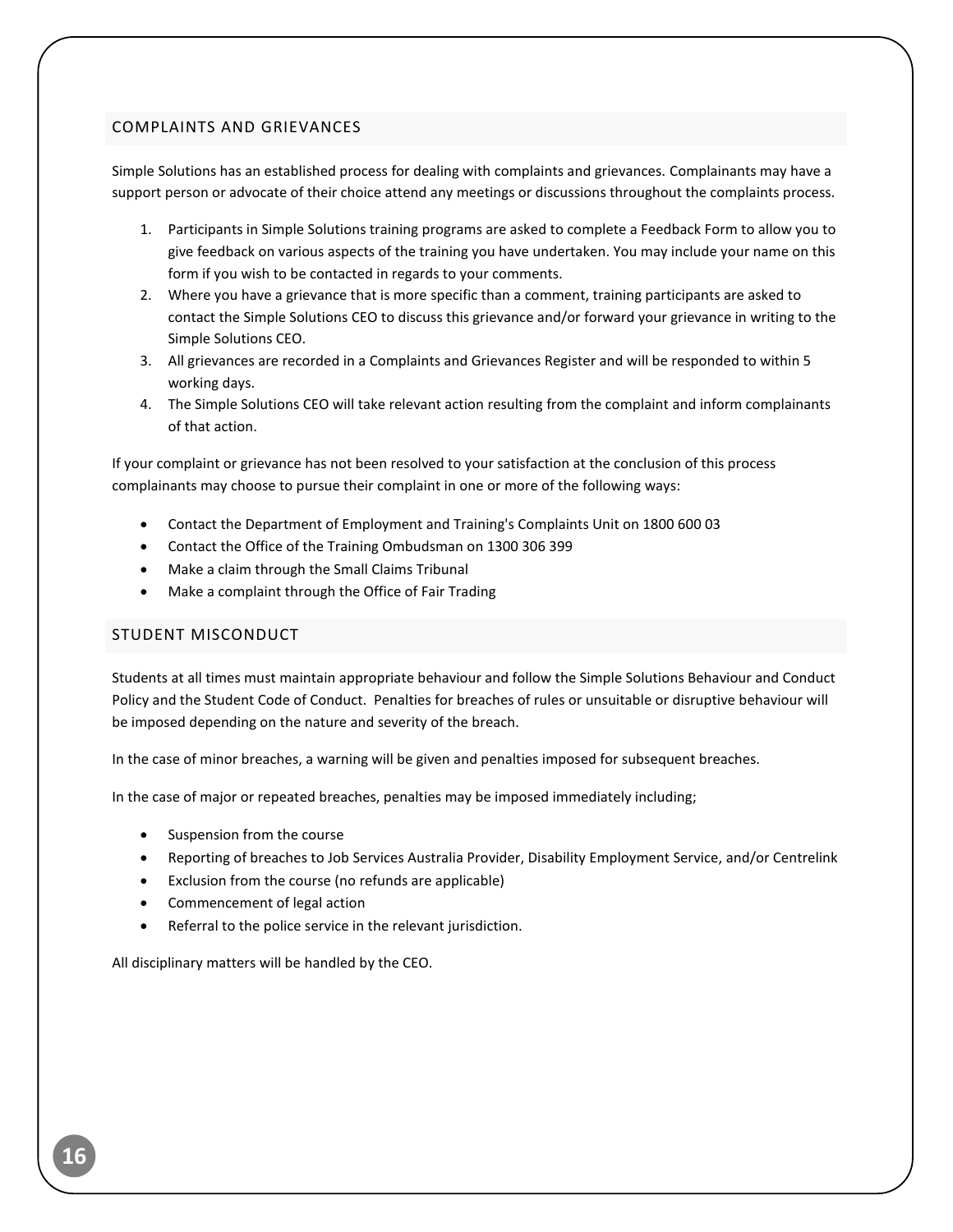## COMPLAINTS AND GRIEVANCES

Simple Solutions has an established process for dealing with complaints and grievances. Complainants may have a support person or advocate of their choice attend any meetings or discussions throughout the complaints process.

1. Participants in Simple Solutions training programs are asked to complete a Feedback Form to allow you to give feedback on various aspects of the training you have undertaken. You may include your name on this form if you wish to be contacted in regards to your comments.
2. Where you have a grievance that is more specific than a comment, training participants are asked to contact the Simple Solutions CEO to discuss this grievance and/or forward your grievance in writing to the Simple Solutions CEO.
3. All grievances are recorded in a Complaints and Grievances Register and will be responded to within 5 working days.
4. The Simple Solutions CEO will take relevant action resulting from the complaint and inform complainants of that action.

If your complaint or grievance has not been resolved to your satisfaction at the conclusion of this process complainants may choose to pursue their complaint in one or more of the following ways:

- Contact the Department of Employment and Training's Complaints Unit on 1800 600 03
- Contact the Office of the Training Ombudsman on 1300 306 399
- Make a claim through the Small Claims Tribunal
- Make a complaint through the Office of Fair Trading

## STUDENT MISCONDUCT

Students at all times must maintain appropriate behaviour and follow the Simple Solutions Behaviour and Conduct Policy and the Student Code of Conduct. Penalties for breaches of rules or unsuitable or disruptive behaviour will be imposed depending on the nature and severity of the breach.

In the case of minor breaches, a warning will be given and penalties imposed for subsequent breaches.

In the case of major or repeated breaches, penalties may be imposed immediately including;

- Suspension from the course
- Reporting of breaches to Job Services Australia Provider, Disability Employment Service, and/or Centrelink
- Exclusion from the course (no refunds are applicable)
- Commencement of legal action
- Referral to the police service in the relevant jurisdiction.

All disciplinary matters will be handled by the CEO.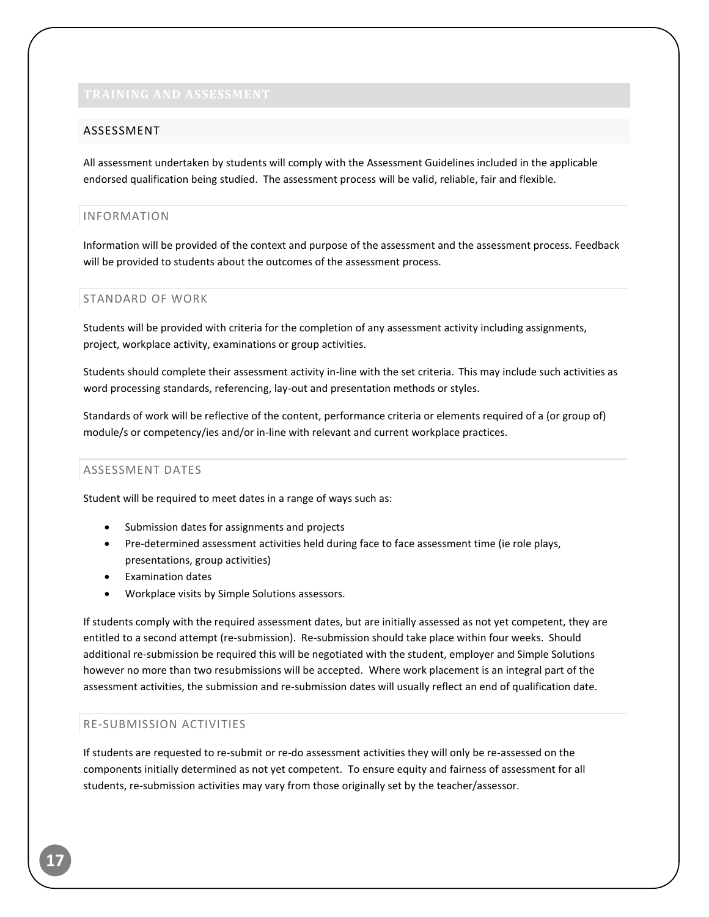# TRAINING AND ASSESSMENT

## ASSESSMENT

All assessment undertaken by students will comply with the Assessment Guidelines included in the applicable endorsed qualification being studied. The assessment process will be valid, reliable, fair and flexible.

### INFORMATION

Information will be provided of the context and purpose of the assessment and the assessment process. Feedback will be provided to students about the outcomes of the assessment process.

### STANDARD OF WORK

Students will be provided with criteria for the completion of any assessment activity including assignments, project, workplace activity, examinations or group activities.

Students should complete their assessment activity in-line with the set criteria. This may include such activities as word processing standards, referencing, lay-out and presentation methods or styles.

Standards of work will be reflective of the content, performance criteria or elements required of a (or group of) module/s or competency/ies and/or in-line with relevant and current workplace practices.

### ASSESSMENT DATES

Student will be required to meet dates in a range of ways such as:

- Submission dates for assignments and projects
- Pre-determined assessment activities held during face to face assessment time (ie role plays, presentations, group activities)
- Examination dates
- Workplace visits by Simple Solutions assessors.

If students comply with the required assessment dates, but are initially assessed as not yet competent, they are entitled to a second attempt (re-submission). Re-submission should take place within four weeks. Should additional re-submission be required this will be negotiated with the student, employer and Simple Solutions however no more than two resubmissions will be accepted. Where work placement is an integral part of the assessment activities, the submission and re-submission dates will usually reflect an end of qualification date.

### RE-SUBMISSION ACTIVITIES

If students are requested to re-submit or re-do assessment activities they will only be re-assessed on the components initially determined as not yet competent. To ensure equity and fairness of assessment for all students, re-submission activities may vary from those originally set by the teacher/assessor.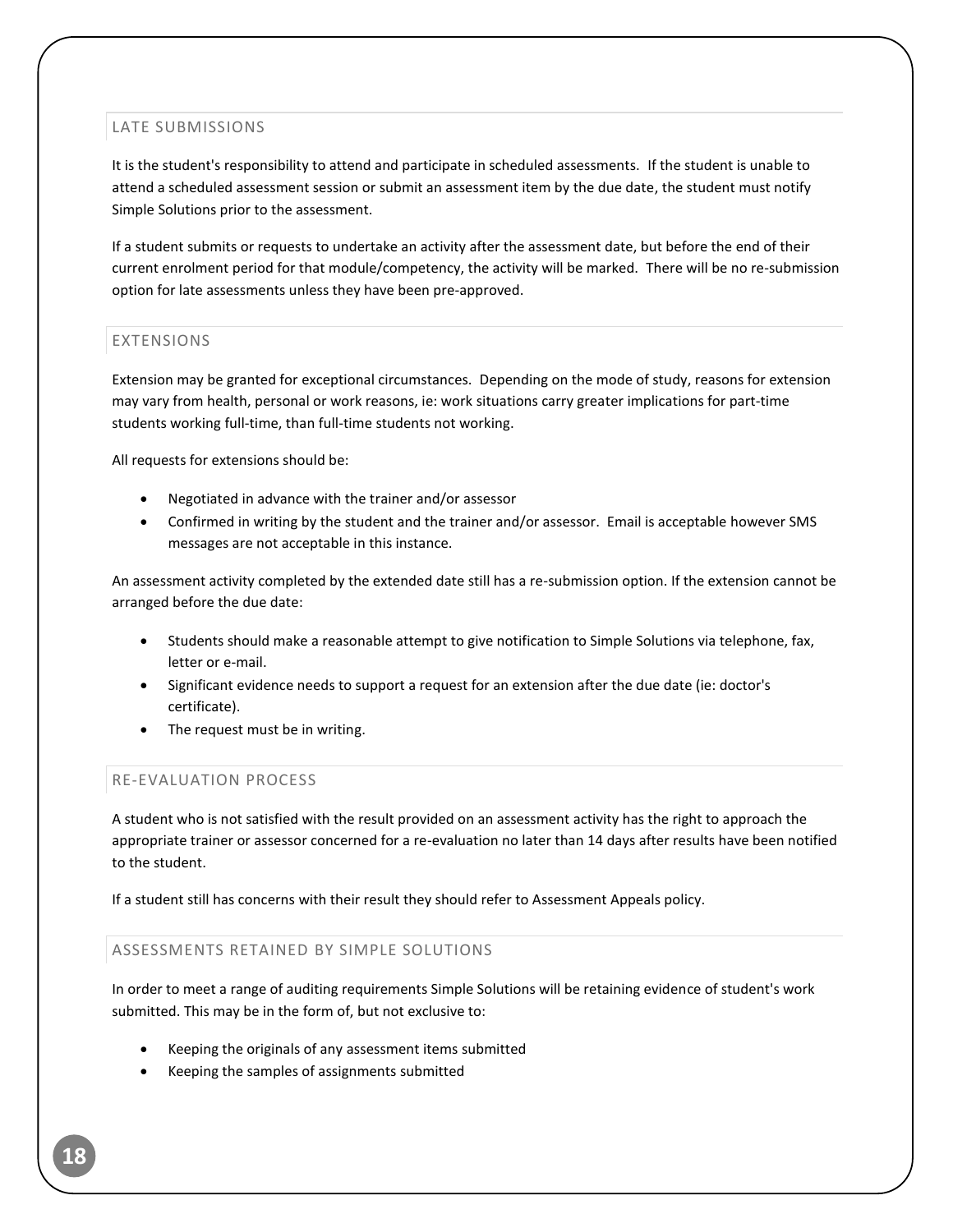## LATE SUBMISSIONS

It is the student's responsibility to attend and participate in scheduled assessments. If the student is unable to attend a scheduled assessment session or submit an assessment item by the due date, the student must notify Simple Solutions prior to the assessment.

If a student submits or requests to undertake an activity after the assessment date, but before the end of their current enrolment period for that module/competency, the activity will be marked. There will be no re-submission option for late assessments unless they have been pre-approved.

## EXTENSIONS

Extension may be granted for exceptional circumstances. Depending on the mode of study, reasons for extension may vary from health, personal or work reasons, ie: work situations carry greater implications for part-time students working full-time, than full-time students not working.

All requests for extensions should be:

- Negotiated in advance with the trainer and/or assessor
- Confirmed in writing by the student and the trainer and/or assessor. Email is acceptable however SMS messages are not acceptable in this instance.

An assessment activity completed by the extended date still has a re-submission option. If the extension cannot be arranged before the due date:

- Students should make a reasonable attempt to give notification to Simple Solutions via telephone, fax, letter or e-mail.
- Significant evidence needs to support a request for an extension after the due date (ie: doctor's certificate).
- The request must be in writing.

## RE-EVALUATION PROCESS

A student who is not satisfied with the result provided on an assessment activity has the right to approach the appropriate trainer or assessor concerned for a re-evaluation no later than 14 days after results have been notified to the student.

If a student still has concerns with their result they should refer to Assessment Appeals policy.

## ASSESSMENTS RETAINED BY SIMPLE SOLUTIONS

In order to meet a range of auditing requirements Simple Solutions will be retaining evidence of student's work submitted. This may be in the form of, but not exclusive to:

- Keeping the originals of any assessment items submitted
- Keeping the samples of assignments submitted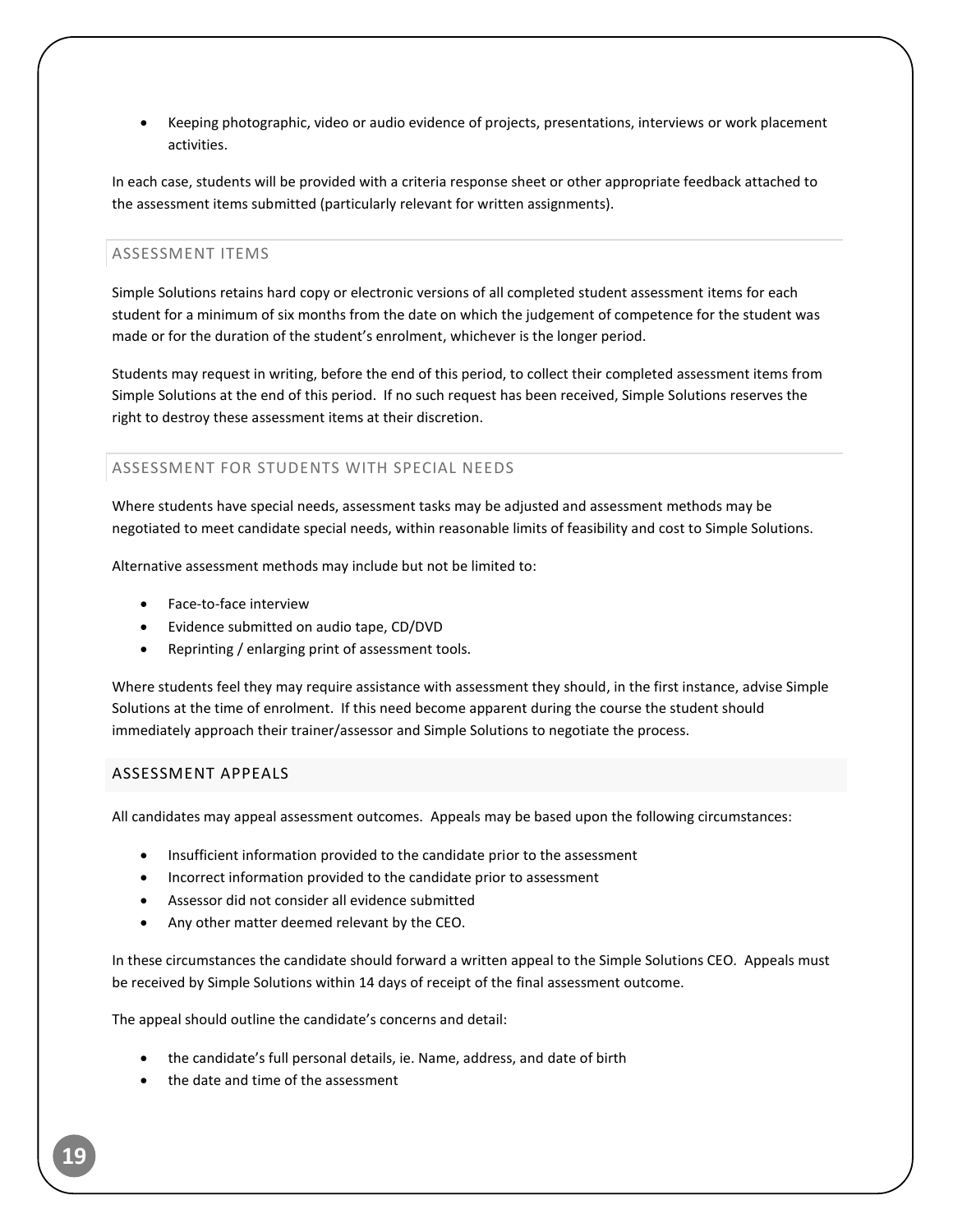- Keeping photographic, video or audio evidence of projects, presentations, interviews or work placement activities.

In each case, students will be provided with a criteria response sheet or other appropriate feedback attached to the assessment items submitted (particularly relevant for written assignments).

### ASSESSMENT ITEMS

Simple Solutions retains hard copy or electronic versions of all completed student assessment items for each student for a minimum of six months from the date on which the judgement of competence for the student was made or for the duration of the student's enrolment, whichever is the longer period.

Students may request in writing, before the end of this period, to collect their completed assessment items from Simple Solutions at the end of this period. If no such request has been received, Simple Solutions reserves the right to destroy these assessment items at their discretion.

### ASSESSMENT FOR STUDENTS WITH SPECIAL NEEDS

Where students have special needs, assessment tasks may be adjusted and assessment methods may be negotiated to meet candidate special needs, within reasonable limits of feasibility and cost to Simple Solutions.

Alternative assessment methods may include but not be limited to:

- Face-to-face interview
- Evidence submitted on audio tape, CD/DVD
- Reprinting / enlarging print of assessment tools.

Where students feel they may require assistance with assessment they should, in the first instance, advise Simple Solutions at the time of enrolment. If this need become apparent during the course the student should immediately approach their trainer/assessor and Simple Solutions to negotiate the process.

## ASSESSMENT APPEALS

All candidates may appeal assessment outcomes. Appeals may be based upon the following circumstances:

- Insufficient information provided to the candidate prior to the assessment
- Incorrect information provided to the candidate prior to assessment
- Assessor did not consider all evidence submitted
- Any other matter deemed relevant by the CEO.

In these circumstances the candidate should forward a written appeal to the Simple Solutions CEO. Appeals must be received by Simple Solutions within 14 days of receipt of the final assessment outcome.

The appeal should outline the candidate's concerns and detail:

- the candidate's full personal details, ie. Name, address, and date of birth
- the date and time of the assessment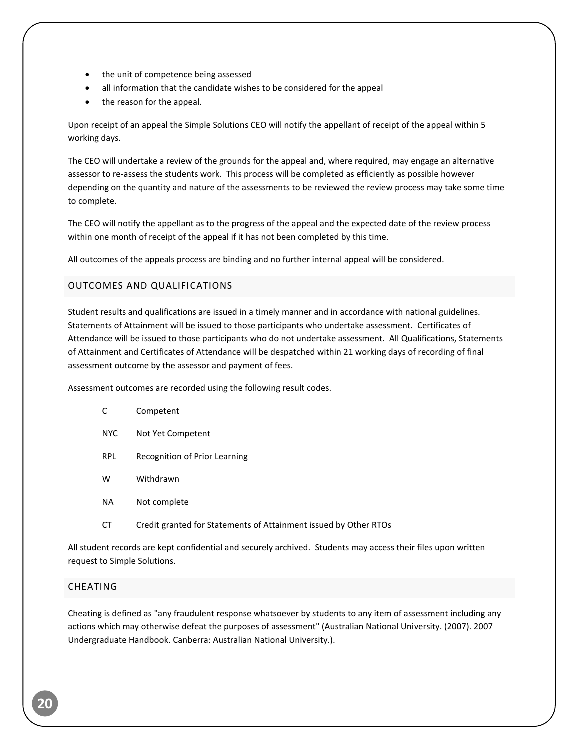- the unit of competence being assessed
- all information that the candidate wishes to be considered for the appeal
- the reason for the appeal.

Upon receipt of an appeal the Simple Solutions CEO will notify the appellant of receipt of the appeal within 5 working days.

The CEO will undertake a review of the grounds for the appeal and, where required, may engage an alternative assessor to re-assess the students work. This process will be completed as efficiently as possible however depending on the quantity and nature of the assessments to be reviewed the review process may take some time to complete.

The CEO will notify the appellant as to the progress of the appeal and the expected date of the review process within one month of receipt of the appeal if it has not been completed by this time.

All outcomes of the appeals process are binding and no further internal appeal will be considered.

## OUTCOMES AND QUALIFICATIONS

Student results and qualifications are issued in a timely manner and in accordance with national guidelines. Statements of Attainment will be issued to those participants who undertake assessment. Certificates of Attendance will be issued to those participants who do not undertake assessment. All Qualifications, Statements of Attainment and Certificates of Attendance will be despatched within 21 working days of recording of final assessment outcome by the assessor and payment of fees.

Assessment outcomes are recorded using the following result codes.

| Code | Description |
| --- | --- |
| C | Competent |
| NYC | Not Yet Competent |
| RPL | Recognition of Prior Learning |
| W | Withdrawn |
| NA | Not complete |
| CT | Credit granted for Statements of Attainment issued by Other RTOs |

All student records are kept confidential and securely archived. Students may access their files upon written request to Simple Solutions.

## CHEATING

Cheating is defined as "any fraudulent response whatsoever by students to any item of assessment including any actions which may otherwise defeat the purposes of assessment" (Australian National University. (2007). 2007 Undergraduate Handbook. Canberra: Australian National University.).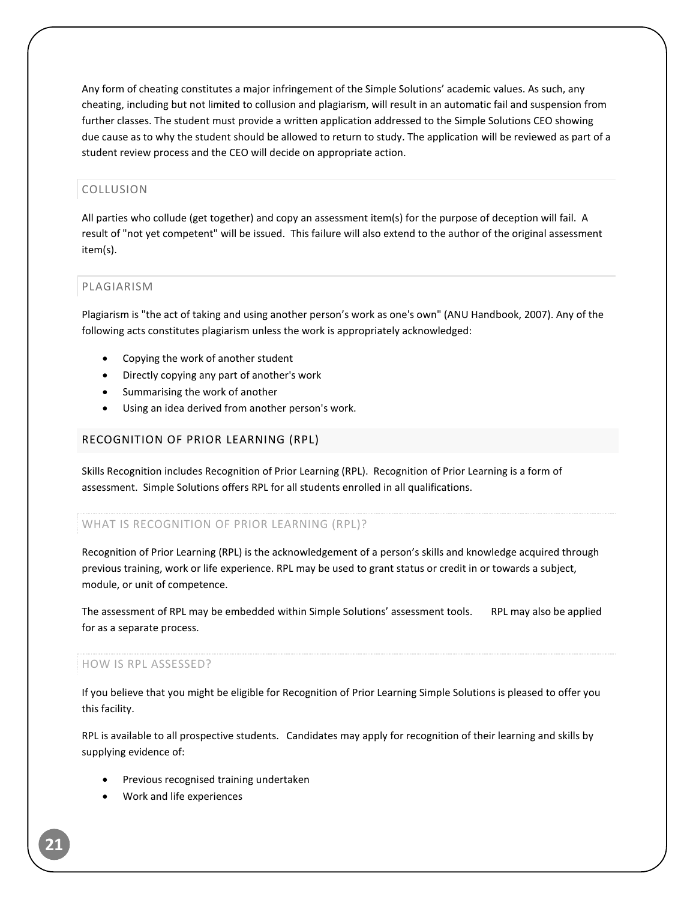Any form of cheating constitutes a major infringement of the Simple Solutions' academic values. As such, any cheating, including but not limited to collusion and plagiarism, will result in an automatic fail and suspension from further classes. The student must provide a written application addressed to the Simple Solutions CEO showing due cause as to why the student should be allowed to return to study. The application will be reviewed as part of a student review process and the CEO will decide on appropriate action.

### COLLUSION

All parties who collude (get together) and copy an assessment item(s) for the purpose of deception will fail. A result of "not yet competent" will be issued. This failure will also extend to the author of the original assessment item(s).

### PLAGIARISM

Plagiarism is "the act of taking and using another person's work as one's own" (ANU Handbook, 2007). Any of the following acts constitutes plagiarism unless the work is appropriately acknowledged:

- Copying the work of another student
- Directly copying any part of another's work
- Summarising the work of another
- Using an idea derived from another person's work.

## RECOGNITION OF PRIOR LEARNING (RPL)

Skills Recognition includes Recognition of Prior Learning (RPL). Recognition of Prior Learning is a form of assessment. Simple Solutions offers RPL for all students enrolled in all qualifications.

### WHAT IS RECOGNITION OF PRIOR LEARNING (RPL)?

Recognition of Prior Learning (RPL) is the acknowledgement of a person's skills and knowledge acquired through previous training, work or life experience. RPL may be used to grant status or credit in or towards a subject, module, or unit of competence.

The assessment of RPL may be embedded within Simple Solutions' assessment tools. RPL may also be applied for as a separate process.

### HOW IS RPL ASSESSED?

If you believe that you might be eligible for Recognition of Prior Learning Simple Solutions is pleased to offer you this facility.

RPL is available to all prospective students. Candidates may apply for recognition of their learning and skills by supplying evidence of:

- Previous recognised training undertaken
- Work and life experiences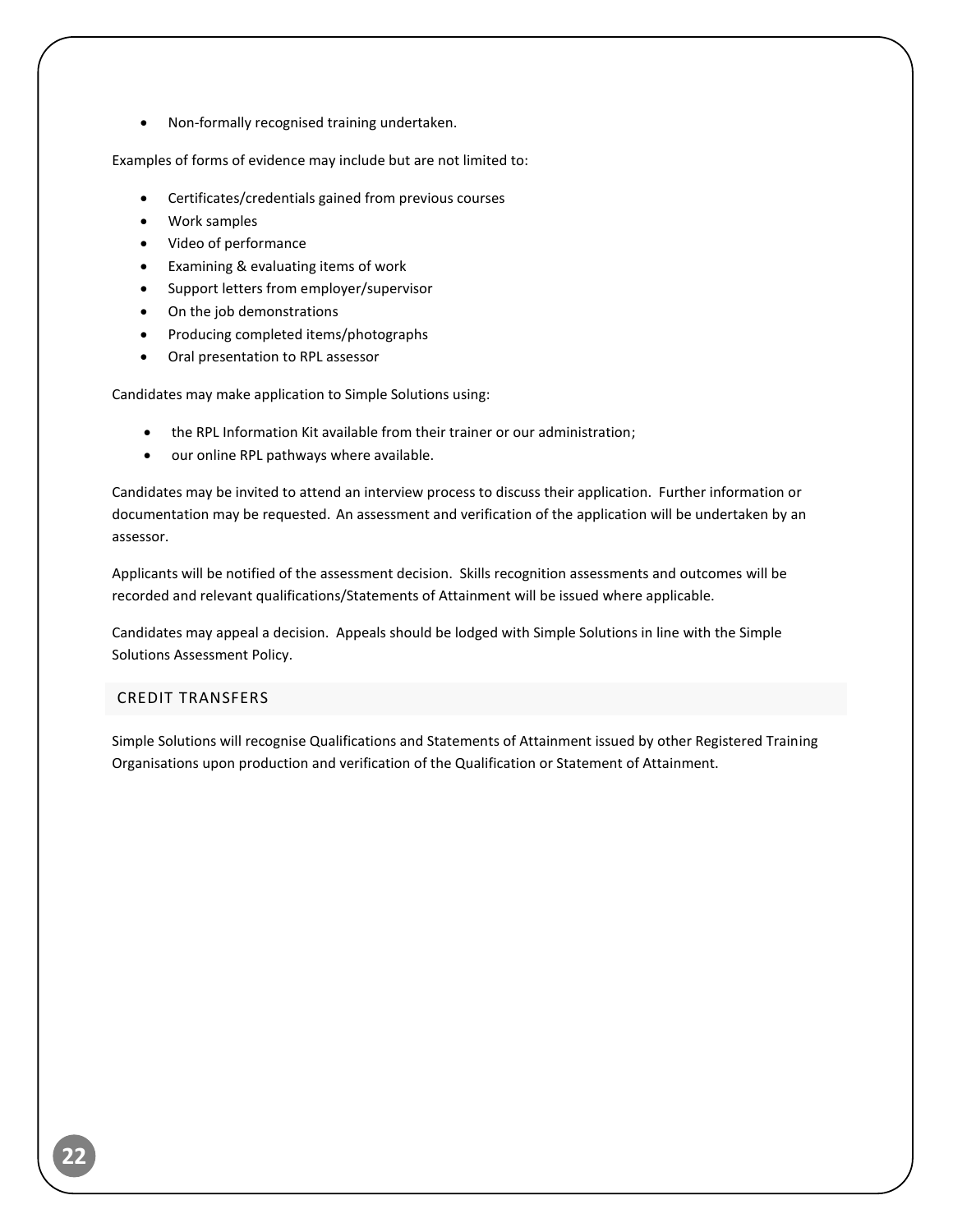- Non-formally recognised training undertaken.

Examples of forms of evidence may include but are not limited to:

- Certificates/credentials gained from previous courses
- Work samples
- Video of performance
- Examining & evaluating items of work
- Support letters from employer/supervisor
- On the job demonstrations
- Producing completed items/photographs
- Oral presentation to RPL assessor

Candidates may make application to Simple Solutions using:

- the RPL Information Kit available from their trainer or our administration;
- our online RPL pathways where available.

Candidates may be invited to attend an interview process to discuss their application. Further information or documentation may be requested. An assessment and verification of the application will be undertaken by an assessor.

Applicants will be notified of the assessment decision. Skills recognition assessments and outcomes will be recorded and relevant qualifications/Statements of Attainment will be issued where applicable.

Candidates may appeal a decision. Appeals should be lodged with Simple Solutions in line with the Simple Solutions Assessment Policy.

## CREDIT TRANSFERS

Simple Solutions will recognise Qualifications and Statements of Attainment issued by other Registered Training Organisations upon production and verification of the Qualification or Statement of Attainment.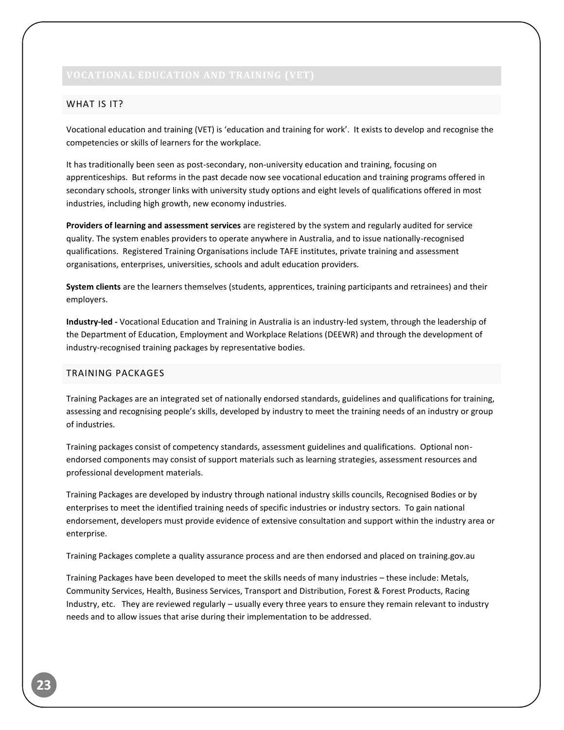## VOCATIONAL EDUCATION AND TRAINING (VET)

### WHAT IS IT?

Vocational education and training (VET) is 'education and training for work'. It exists to develop and recognise the competencies or skills of learners for the workplace.

It has traditionally been seen as post-secondary, non-university education and training, focusing on apprenticeships. But reforms in the past decade now see vocational education and training programs offered in secondary schools, stronger links with university study options and eight levels of qualifications offered in most industries, including high growth, new economy industries.

**Providers of learning and assessment services** are registered by the system and regularly audited for service quality. The system enables providers to operate anywhere in Australia, and to issue nationally-recognised qualifications. Registered Training Organisations include TAFE institutes, private training and assessment organisations, enterprises, universities, schools and adult education providers.

**System clients** are the learners themselves (students, apprentices, training participants and retrainees) and their employers.

**Industry-led -** Vocational Education and Training in Australia is an industry-led system, through the leadership of the Department of Education, Employment and Workplace Relations (DEEWR) and through the development of industry-recognised training packages by representative bodies.

### TRAINING PACKAGES

Training Packages are an integrated set of nationally endorsed standards, guidelines and qualifications for training, assessing and recognising people's skills, developed by industry to meet the training needs of an industry or group of industries.

Training packages consist of competency standards, assessment guidelines and qualifications. Optional non-endorsed components may consist of support materials such as learning strategies, assessment resources and professional development materials.

Training Packages are developed by industry through national industry skills councils, Recognised Bodies or by enterprises to meet the identified training needs of specific industries or industry sectors. To gain national endorsement, developers must provide evidence of extensive consultation and support within the industry area or enterprise.

Training Packages complete a quality assurance process and are then endorsed and placed on training.gov.au

Training Packages have been developed to meet the skills needs of many industries – these include: Metals, Community Services, Health, Business Services, Transport and Distribution, Forest & Forest Products, Racing Industry, etc. They are reviewed regularly – usually every three years to ensure they remain relevant to industry needs and to allow issues that arise during their implementation to be addressed.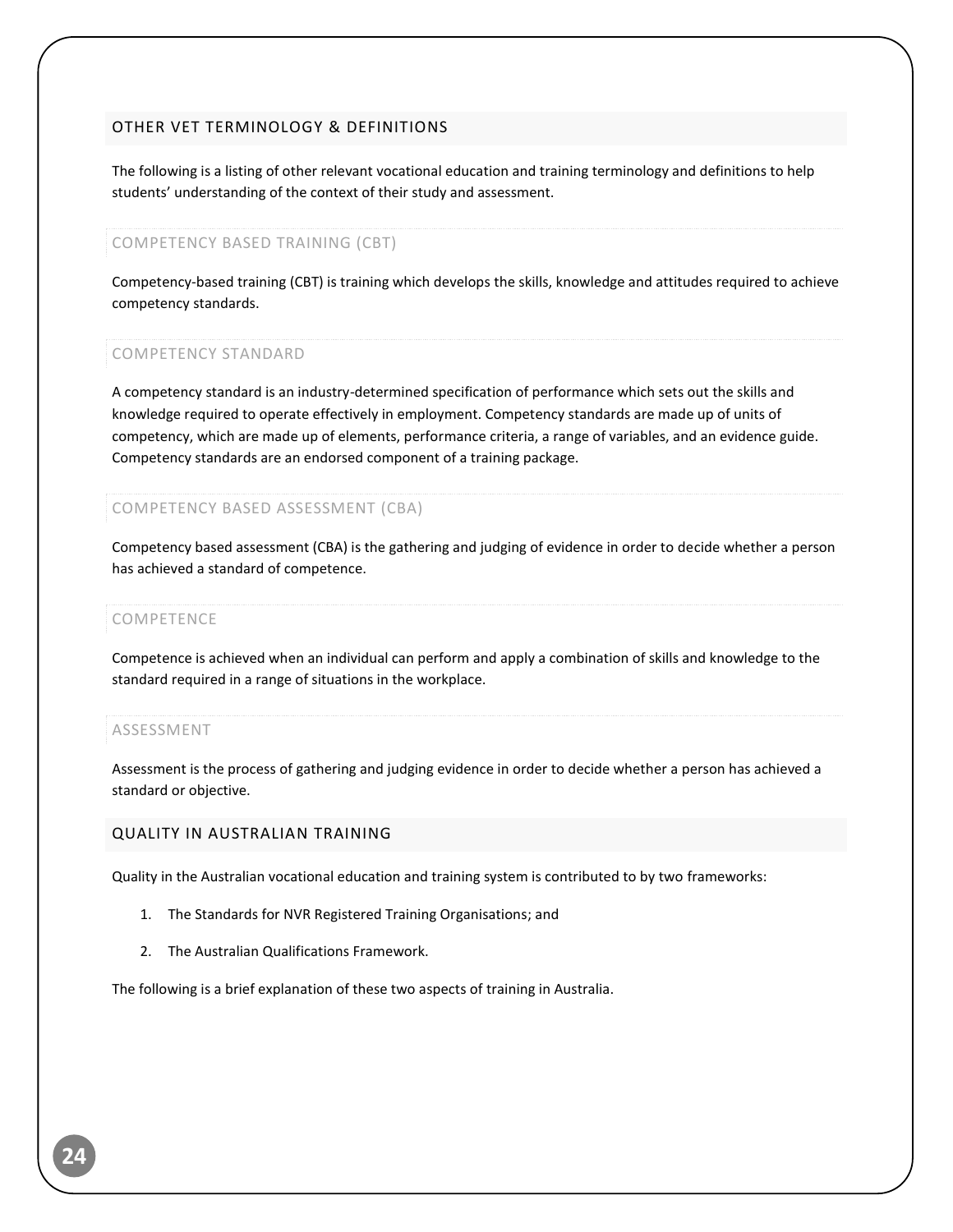## OTHER VET TERMINOLOGY & DEFINITIONS

The following is a listing of other relevant vocational education and training terminology and definitions to help students' understanding of the context of their study and assessment.

### COMPETENCY BASED TRAINING (CBT)

Competency-based training (CBT) is training which develops the skills, knowledge and attitudes required to achieve competency standards.

### COMPETENCY STANDARD

A competency standard is an industry-determined specification of performance which sets out the skills and knowledge required to operate effectively in employment. Competency standards are made up of units of competency, which are made up of elements, performance criteria, a range of variables, and an evidence guide. Competency standards are an endorsed component of a training package.

### COMPETENCY BASED ASSESSMENT (CBA)

Competency based assessment (CBA) is the gathering and judging of evidence in order to decide whether a person has achieved a standard of competence.

### COMPETENCE

Competence is achieved when an individual can perform and apply a combination of skills and knowledge to the standard required in a range of situations in the workplace.

### ASSESSMENT

Assessment is the process of gathering and judging evidence in order to decide whether a person has achieved a standard or objective.

## QUALITY IN AUSTRALIAN TRAINING

Quality in the Australian vocational education and training system is contributed to by two frameworks:

1. The Standards for NVR Registered Training Organisations; and
2. The Australian Qualifications Framework.

The following is a brief explanation of these two aspects of training in Australia.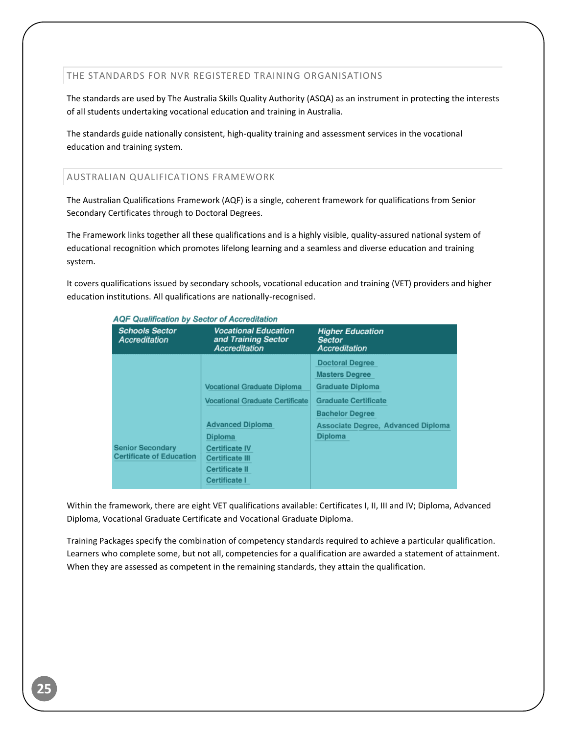## THE STANDARDS FOR NVR REGISTERED TRAINING ORGANISATIONS

The standards are used by The Australia Skills Quality Authority (ASQA) as an instrument in protecting the interests of all students undertaking vocational education and training in Australia.

The standards guide nationally consistent, high-quality training and assessment services in the vocational education and training system.

## AUSTRALIAN QUALIFICATIONS FRAMEWORK

The Australian Qualifications Framework (AQF) is a single, coherent framework for qualifications from Senior Secondary Certificates through to Doctoral Degrees.

The Framework links together all these qualifications and is a highly visible, quality-assured national system of educational recognition which promotes lifelong learning and a seamless and diverse education and training system.

It covers qualifications issued by secondary schools, vocational education and training (VET) providers and higher education institutions. All qualifications are nationally-recognised.

*AQF Qualification by Sector of Accreditation*

| Schools Sector Accreditation | Vocational Education and Training Sector Accreditation | Higher Education Sector Accreditation |
|---|---|---|
| | | Doctoral Degree |
| | | Masters Degree |
| | Vocational Graduate Diploma | Graduate Diploma |
| | Vocational Graduate Certificate | Graduate Certificate |
| | | Bachelor Degree |
| | Advanced Diploma | Associate Degree, Advanced Diploma |
| | Diploma | Diploma |
| Senior Secondary Certificate of Education | Certificate IV | |
| | Certificate III | |
| | Certificate II | |
| | Certificate I | |

Within the framework, there are eight VET qualifications available: Certificates I, II, III and IV; Diploma, Advanced Diploma, Vocational Graduate Certificate and Vocational Graduate Diploma.

Training Packages specify the combination of competency standards required to achieve a particular qualification. Learners who complete some, but not all, competencies for a qualification are awarded a statement of attainment. When they are assessed as competent in the remaining standards, they attain the qualification.